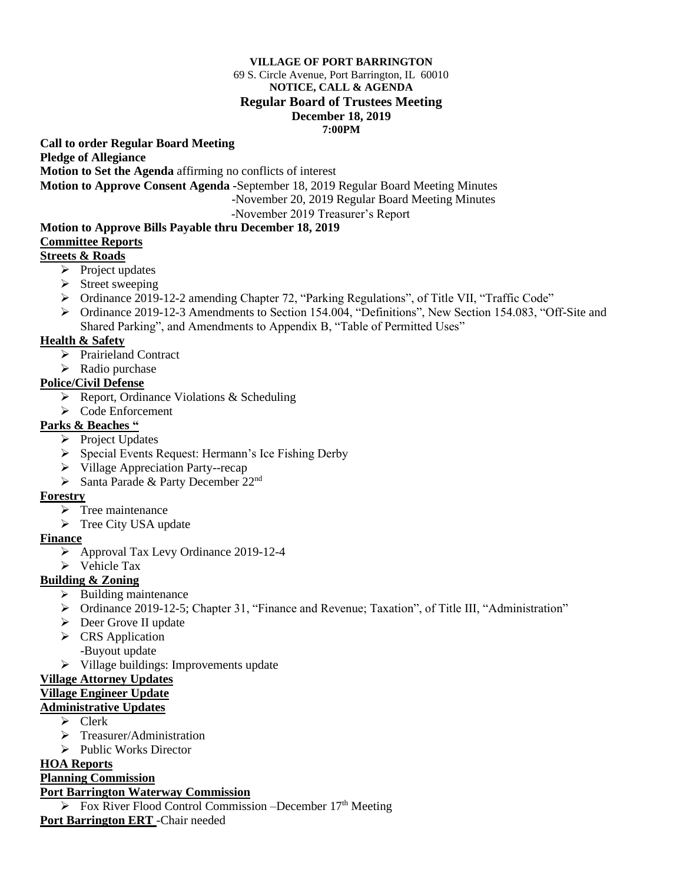**VILLAGE OF PORT BARRINGTON**

69 S. Circle Avenue, Port Barrington, IL 60010

**NOTICE, CALL & AGENDA**

**Regular Board of Trustees Meeting**

**December 18, 2019**

**7:00PM**

**Call to order Regular Board Meeting**

**Pledge of Allegiance**

**Motion to Set the Agenda** affirming no conflicts of interest

**Motion to Approve Consent Agenda -**September 18, 2019 Regular Board Meeting Minutes
-November 20, 2019 Regular Board Meeting Minutes
-November 2019 Treasurer's Report

**Motion to Approve Bills Payable thru December 18, 2019**

**Committee Reports**

**Streets & Roads**

- Project updates
- Street sweeping
- Ordinance 2019-12-2 amending Chapter 72, "Parking Regulations", of Title VII, "Traffic Code"
- Ordinance 2019-12-3 Amendments to Section 154.004, "Definitions", New Section 154.083, "Off-Site and Shared Parking", and Amendments to Appendix B, "Table of Permitted Uses"

**Health & Safety**

- Prairieland Contract
- Radio purchase

**Police/Civil Defense**

- Report, Ordinance Violations & Scheduling
- Code Enforcement

**Parks & Beaches "**

- Project Updates
- Special Events Request: Hermann's Ice Fishing Derby
- Village Appreciation Party--recap
- Santa Parade & Party December 22nd

**Forestry**

- Tree maintenance
- Tree City USA update

**Finance**

- Approval Tax Levy Ordinance 2019-12-4
- Vehicle Tax

**Building & Zoning**

- Building maintenance
- Ordinance 2019-12-5; Chapter 31, "Finance and Revenue; Taxation", of Title III, "Administration"
- Deer Grove II update
- CRS Application
  -Buyout update
- Village buildings: Improvements update

**Village Attorney Updates**

**Village Engineer Update**

**Administrative Updates**

- Clerk
- Treasurer/Administration
- Public Works Director

**HOA Reports**

**Planning Commission**

**Port Barrington Waterway Commission**

- Fox River Flood Control Commission –December 17th Meeting

**Port Barrington ERT** -Chair needed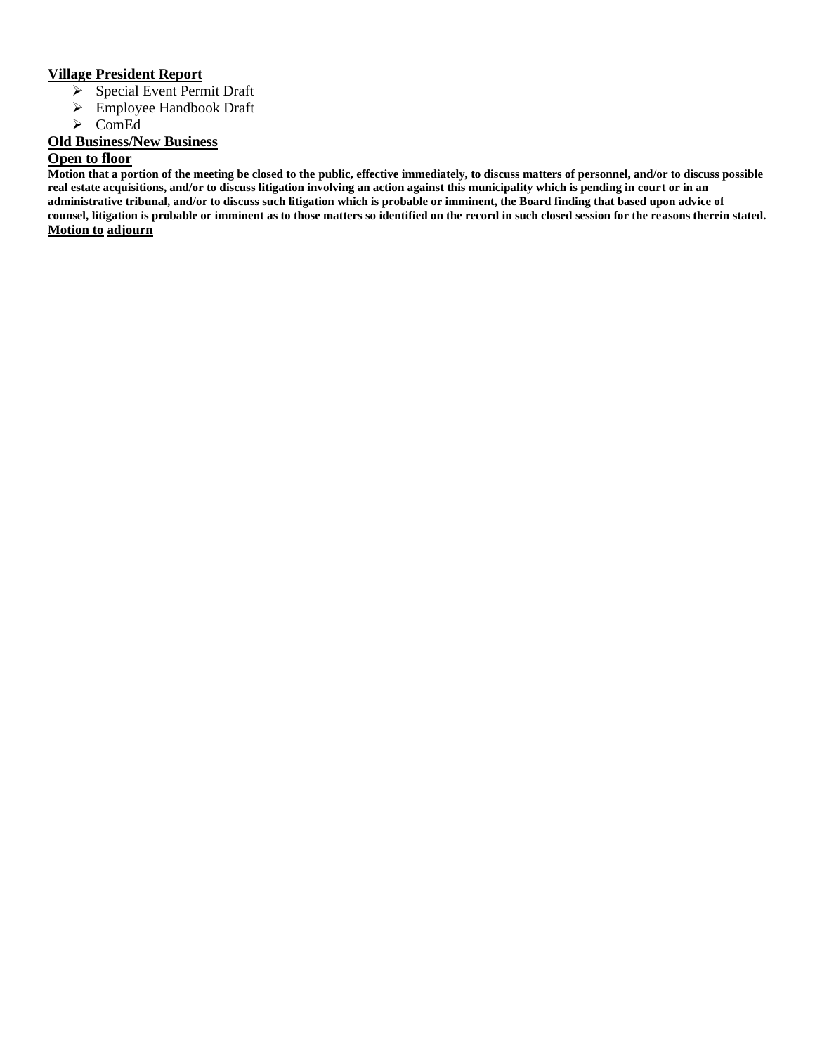**Village President Report**

- Special Event Permit Draft
- Employee Handbook Draft
- ComEd

**Old Business/New Business**

**Open to floor**

**Motion that a portion of the meeting be closed to the public, effective immediately, to discuss matters of personnel, and/or to discuss possible real estate acquisitions, and/or to discuss litigation involving an action against this municipality which is pending in court or in an administrative tribunal, and/or to discuss such litigation which is probable or imminent, the Board finding that based upon advice of counsel, litigation is probable or imminent as to those matters so identified on the record in such closed session for the reasons therein stated.**

**Motion to adjourn**